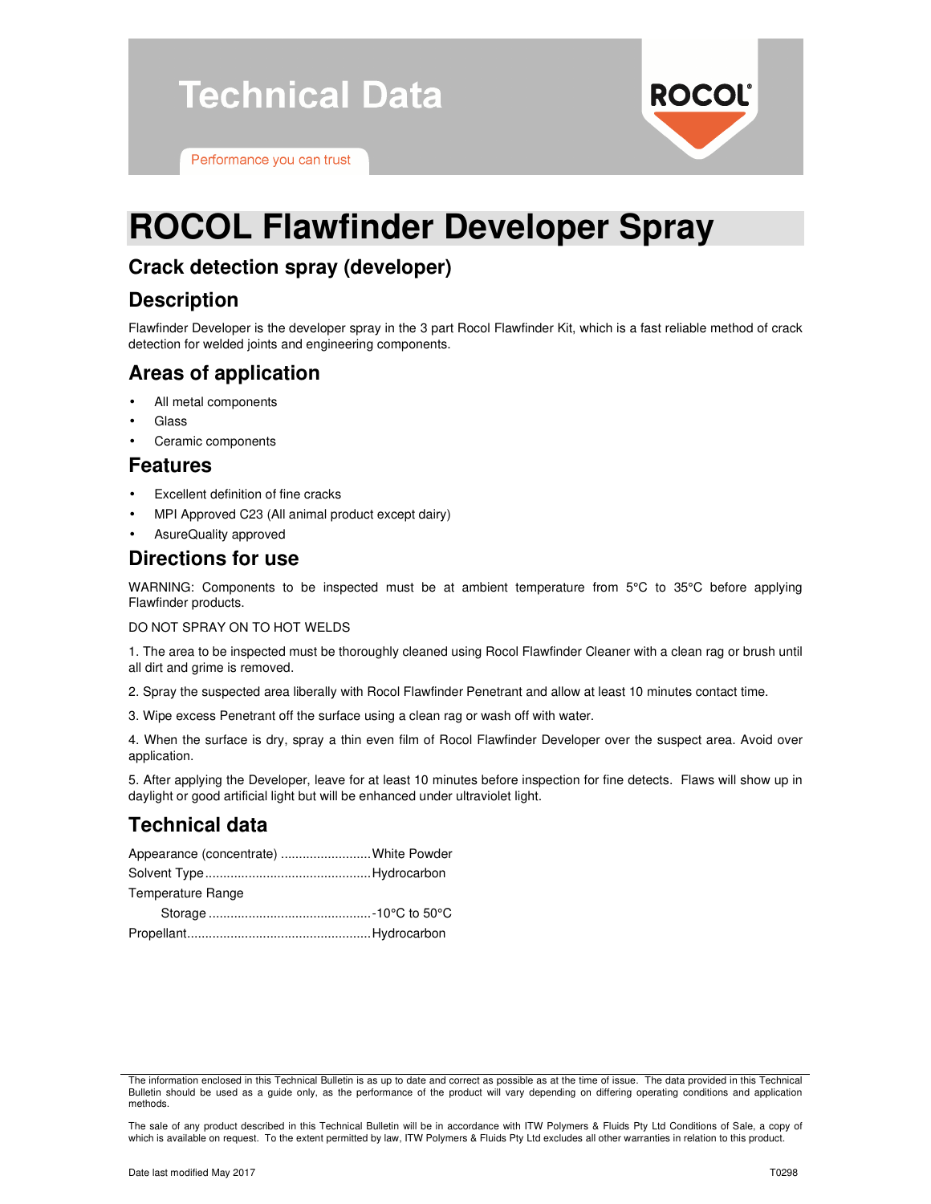# Technical Data

Performance you can trust

# ROCOL Flawfinder Developer Spray

## Crack detection spray (developer)

## Description

Flawfinder Developer is the developer spray in the 3 part Rocol Flawfinder Kit, which is a fast reliable method of crack detection for welded joints and engineering components.

## Areas of application

- All metal components
- Glass
- Ceramic components

## Features

- Excellent definition of fine cracks
- MPI Approved C23 (All animal product except dairy)
- AsureQuality approved

## Directions for use

WARNING: Components to be inspected must be at ambient temperature from 5°C to 35°C before applying Flawfinder products.

DO NOT SPRAY ON TO HOT WELDS

1. The area to be inspected must be thoroughly cleaned using Rocol Flawfinder Cleaner with a clean rag or brush until all dirt and grime is removed.

2. Spray the suspected area liberally with Rocol Flawfinder Penetrant and allow at least 10 minutes contact time.

3. Wipe excess Penetrant off the surface using a clean rag or wash off with water.

4. When the surface is dry, spray a thin even film of Rocol Flawfinder Developer over the suspect area. Avoid over application.

5. After applying the Developer, leave for at least 10 minutes before inspection for fine detects. Flaws will show up in daylight or good artificial light but will be enhanced under ultraviolet light.

## Technical data

Appearance (concentrate) ......................... White Powder

Solvent Type ............................................. Hydrocarbon

Temperature Range

    Storage ............................................. -10°C to 50°C

Propellant .................................................. Hydrocarbon

The information enclosed in this Technical Bulletin is as up to date and correct as possible as at the time of issue. The data provided in this Technical Bulletin should be used as a guide only, as the performance of the product will vary depending on differing operating conditions and application methods.

The sale of any product described in this Technical Bulletin will be in accordance with ITW Polymers & Fluids Pty Ltd Conditions of Sale, a copy of which is available on request. To the extent permitted by law, ITW Polymers & Fluids Pty Ltd excludes all other warranties in relation to this product.

Date last modified May 2017

T0298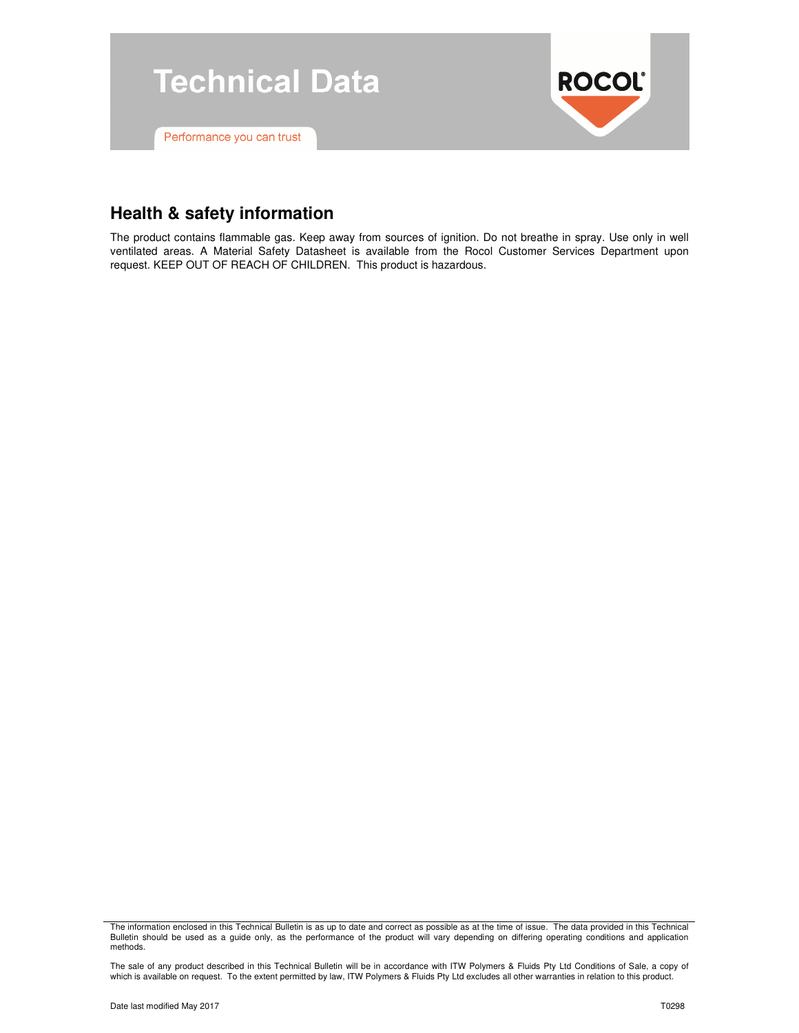# Technical Data

Performance you can trust

## Health & safety information

The product contains flammable gas. Keep away from sources of ignition. Do not breathe in spray. Use only in well ventilated areas. A Material Safety Datasheet is available from the Rocol Customer Services Department upon request. KEEP OUT OF REACH OF CHILDREN. This product is hazardous.

The information enclosed in this Technical Bulletin is as up to date and correct as possible as at the time of issue. The data provided in this Technical Bulletin should be used as a guide only, as the performance of the product will vary depending on differing operating conditions and application methods.

The sale of any product described in this Technical Bulletin will be in accordance with ITW Polymers & Fluids Pty Ltd Conditions of Sale, a copy of which is available on request. To the extent permitted by law, ITW Polymers & Fluids Pty Ltd excludes all other warranties in relation to this product.

Date last modified May 2017 T0298